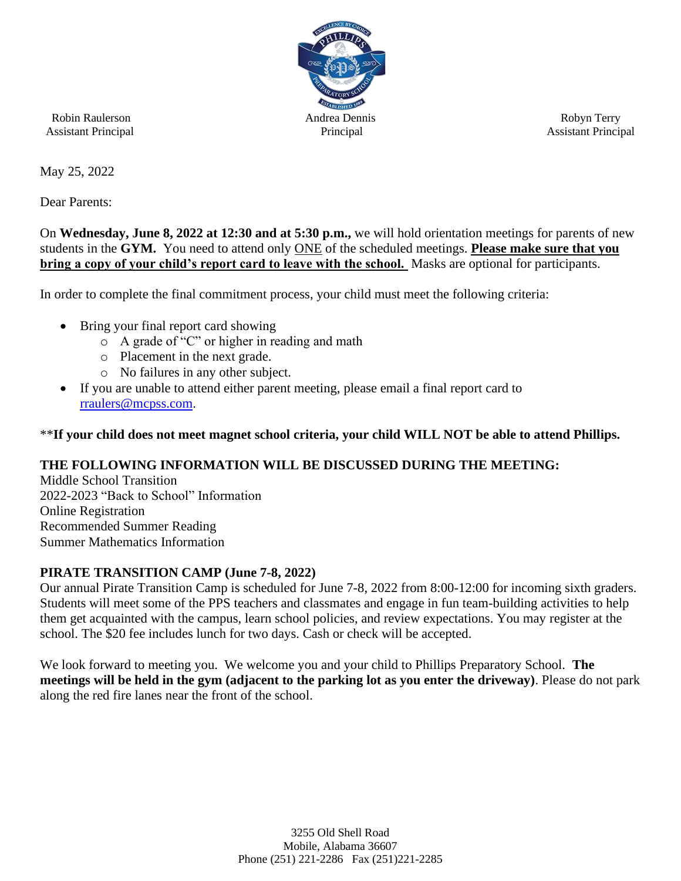Robin Raulerson
Assistant Principal

Andrea Dennis
Principal

Robyn Terry
Assistant Principal

May 25, 2022

Dear Parents:

On **Wednesday, June 8, 2022 at 12:30 and at 5:30 p.m.,** we will hold orientation meetings for parents of new students in the **GYM.** You need to attend only ONE of the scheduled meetings. **Please make sure that you bring a copy of your child's report card to leave with the school.** Masks are optional for participants.

In order to complete the final commitment process, your child must meet the following criteria:

- Bring your final report card showing
  - A grade of "C" or higher in reading and math
  - Placement in the next grade.
  - No failures in any other subject.
- If you are unable to attend either parent meeting, please email a final report card to rraulers@mcpss.com.

\*\***If your child does not meet magnet school criteria, your child WILL NOT be able to attend Phillips.**

**THE FOLLOWING INFORMATION WILL BE DISCUSSED DURING THE MEETING:**
Middle School Transition
2022-2023 "Back to School" Information
Online Registration
Recommended Summer Reading
Summer Mathematics Information

**PIRATE TRANSITION CAMP (June 7-8, 2022)**
Our annual Pirate Transition Camp is scheduled for June 7-8, 2022 from 8:00-12:00 for incoming sixth graders. Students will meet some of the PPS teachers and classmates and engage in fun team-building activities to help them get acquainted with the campus, learn school policies, and review expectations. You may register at the school. The $20 fee includes lunch for two days. Cash or check will be accepted.

We look forward to meeting you. We welcome you and your child to Phillips Preparatory School. **The meetings will be held in the gym (adjacent to the parking lot as you enter the driveway)**. Please do not park along the red fire lanes near the front of the school.

3255 Old Shell Road
Mobile, Alabama 36607
Phone (251) 221-2286 Fax (251)221-2285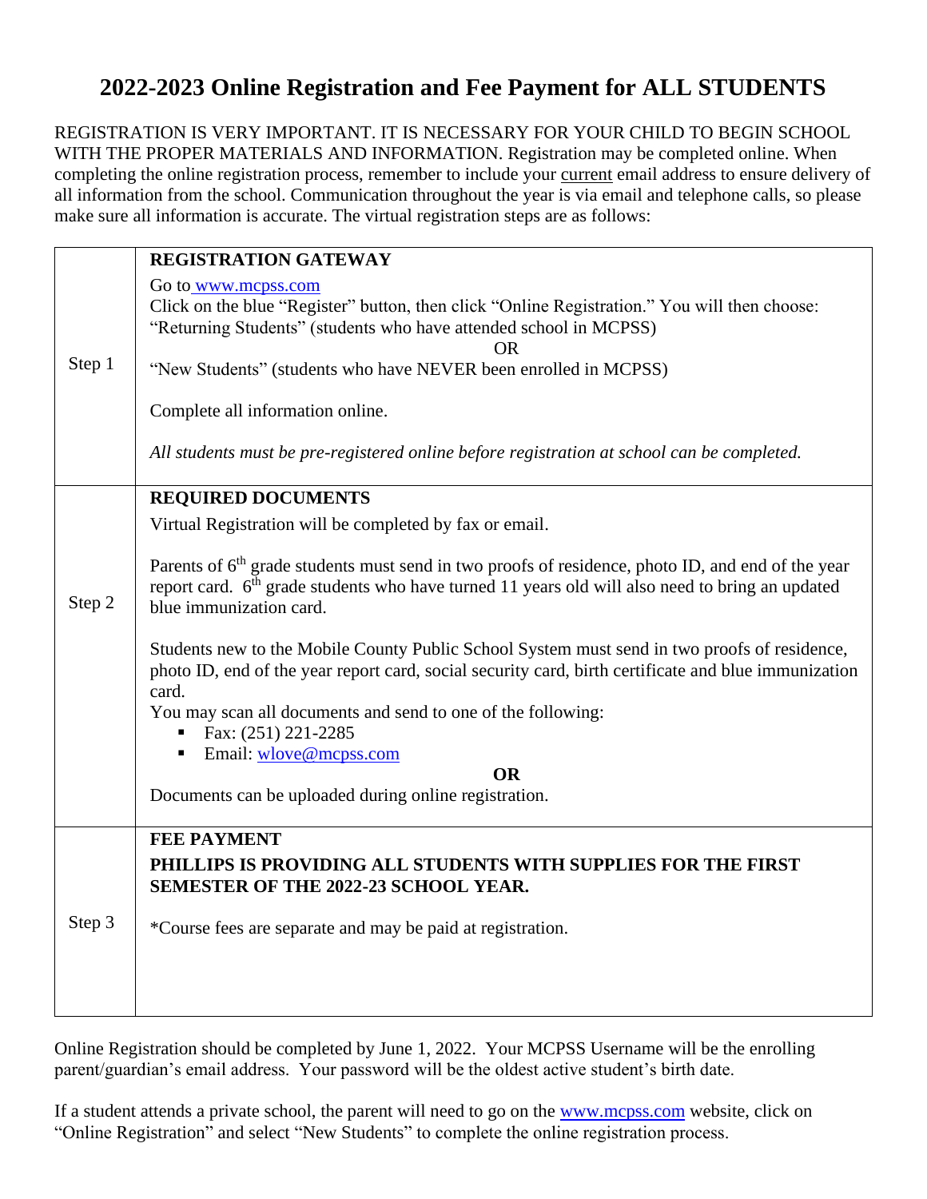# 2022-2023 Online Registration and Fee Payment for ALL STUDENTS

REGISTRATION IS VERY IMPORTANT. IT IS NECESSARY FOR YOUR CHILD TO BEGIN SCHOOL WITH THE PROPER MATERIALS AND INFORMATION. Registration may be completed online. When completing the online registration process, remember to include your current email address to ensure delivery of all information from the school. Communication throughout the year is via email and telephone calls, so please make sure all information is accurate. The virtual registration steps are as follows:

| | |
|---|---|
| Step 1 | **REGISTRATION GATEWAY**<br>Go to www.mcpss.com<br>Click on the blue "Register" button, then click "Online Registration." You will then choose:<br>"Returning Students" (students who have attended school in MCPSS)<br>OR<br>"New Students" (students who have NEVER been enrolled in MCPSS)<br><br>Complete all information online.<br><br>*All students must be pre-registered online before registration at school can be completed.* |
| Step 2 | **REQUIRED DOCUMENTS**<br>Virtual Registration will be completed by fax or email.<br><br>Parents of 6th grade students must send in two proofs of residence, photo ID, and end of the year report card. 6th grade students who have turned 11 years old will also need to bring an updated blue immunization card.<br><br>Students new to the Mobile County Public School System must send in two proofs of residence, photo ID, end of the year report card, social security card, birth certificate and blue immunization card.<br>You may scan all documents and send to one of the following:<br>▪ Fax: (251) 221-2285<br>▪ Email: wlove@mcpss.com<br>**OR**<br>Documents can be uploaded during online registration. |
| Step 3 | **FEE PAYMENT**<br>**PHILLIPS IS PROVIDING ALL STUDENTS WITH SUPPLIES FOR THE FIRST SEMESTER OF THE 2022-23 SCHOOL YEAR.**<br><br>*Course fees are separate and may be paid at registration. |

Online Registration should be completed by June 1, 2022. Your MCPSS Username will be the enrolling parent/guardian's email address. Your password will be the oldest active student's birth date.

If a student attends a private school, the parent will need to go on the www.mcpss.com website, click on "Online Registration" and select "New Students" to complete the online registration process.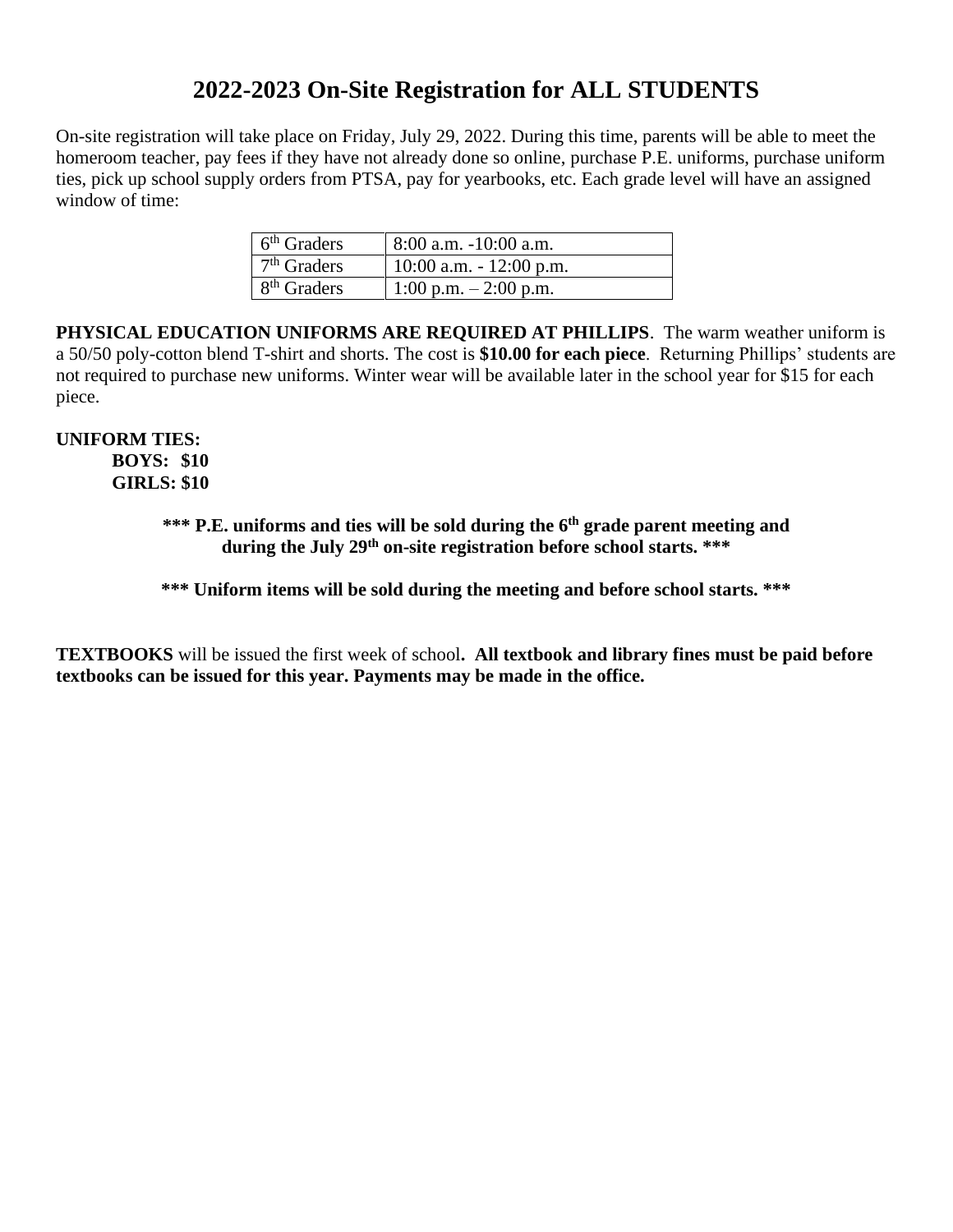# 2022-2023 On-Site Registration for ALL STUDENTS

On-site registration will take place on Friday, July 29, 2022. During this time, parents will be able to meet the homeroom teacher, pay fees if they have not already done so online, purchase P.E. uniforms, purchase uniform ties, pick up school supply orders from PTSA, pay for yearbooks, etc. Each grade level will have an assigned window of time:

| | |
|---|---|
| 6th Graders | 8:00 a.m. -10:00 a.m. |
| 7th Graders | 10:00 a.m. - 12:00 p.m. |
| 8th Graders | 1:00 p.m. – 2:00 p.m. |

**PHYSICAL EDUCATION UNIFORMS ARE REQUIRED AT PHILLIPS**. The warm weather uniform is a 50/50 poly-cotton blend T-shirt and shorts. The cost is **$10.00 for each piece**. Returning Phillips' students are not required to purchase new uniforms. Winter wear will be available later in the school year for $15 for each piece.

**UNIFORM TIES:**

**BOYS: $10**
**GIRLS: $10**

**\*\*\* P.E. uniforms and ties will be sold during the 6th grade parent meeting and during the July 29th on-site registration before school starts. \*\*\***

**\*\*\* Uniform items will be sold during the meeting and before school starts. \*\*\***

**TEXTBOOKS** will be issued the first week of school**. All textbook and library fines must be paid before textbooks can be issued for this year. Payments may be made in the office.**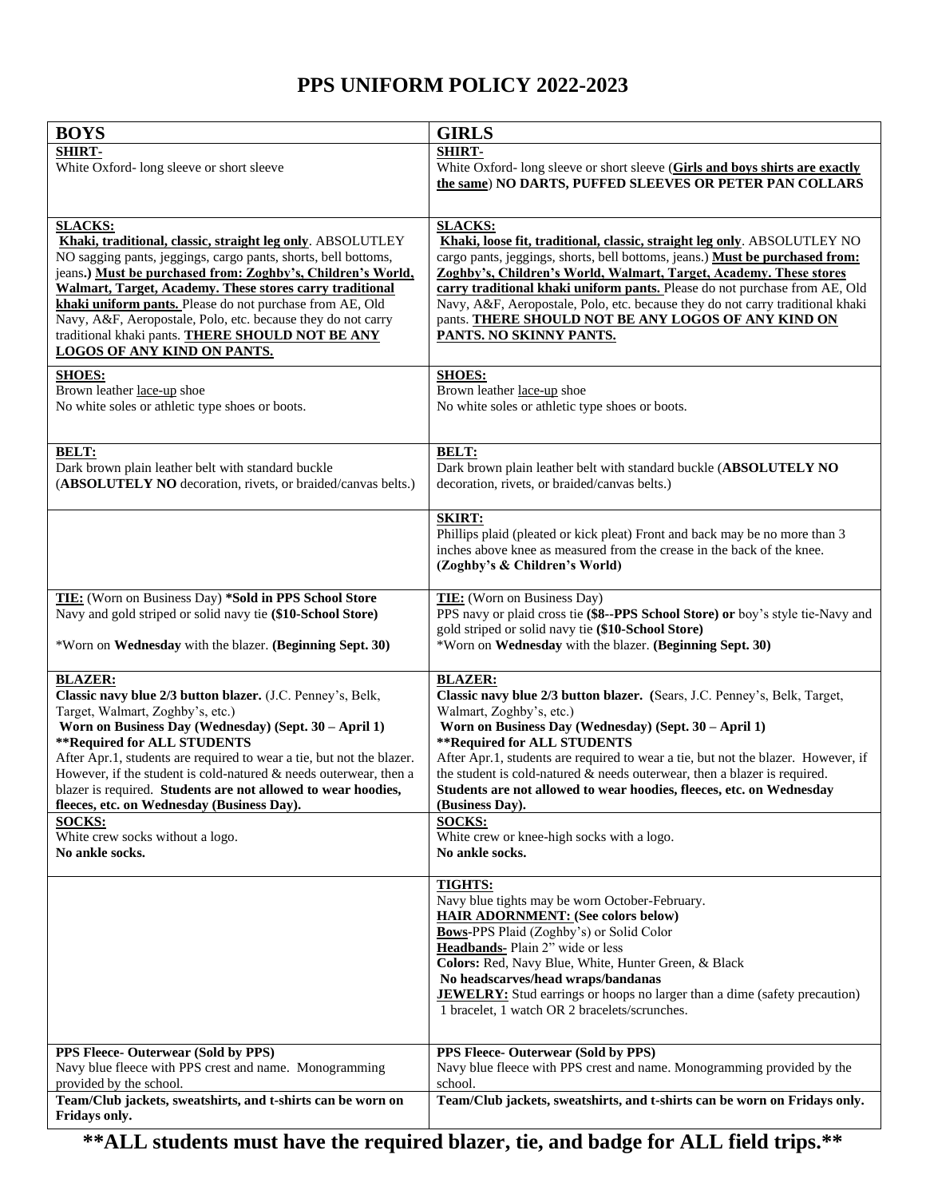# PPS UNIFORM POLICY 2022-2023

| BOYS | GIRLS |
|---|---|
| **SHIRT-**<br>White Oxford- long sleeve or short sleeve | **SHIRT-**<br>White Oxford- long sleeve or short sleeve (**Girls and boys shirts are exactly the same**) **NO DARTS, PUFFED SLEEVES OR PETER PAN COLLARS** |
| **SLACKS:**<br>**Khaki, traditional, classic, straight leg only**. ABSOLUTLEY NO sagging pants, jeggings, cargo pants, shorts, bell bottoms, jeans**.) Must be purchased from: Zoghby's, Children's World, Walmart, Target, Academy. These stores carry traditional khaki uniform pants.** Please do not purchase from AE, Old Navy, A&F, Aeropostale, Polo, etc. because they do not carry traditional khaki pants. **THERE SHOULD NOT BE ANY LOGOS OF ANY KIND ON PANTS.** | **SLACKS:**<br>**Khaki, loose fit, traditional, classic, straight leg only**. ABSOLUTLEY NO cargo pants, jeggings, shorts, bell bottoms, jeans.) **Must be purchased from: Zoghby's, Children's World, Walmart, Target, Academy. These stores carry traditional khaki uniform pants.** Please do not purchase from AE, Old Navy, A&F, Aeropostale, Polo, etc. because they do not carry traditional khaki pants. **THERE SHOULD NOT BE ANY LOGOS OF ANY KIND ON PANTS. NO SKINNY PANTS.** |
| **SHOES:**<br>Brown leather lace-up shoe<br>No white soles or athletic type shoes or boots. | **SHOES:**<br>Brown leather lace-up shoe<br>No white soles or athletic type shoes or boots. |
| **BELT:**<br>Dark brown plain leather belt with standard buckle (**ABSOLUTELY NO** decoration, rivets, or braided/canvas belts.) | **BELT:**<br>Dark brown plain leather belt with standard buckle (**ABSOLUTELY NO** decoration, rivets, or braided/canvas belts.) |
| | **SKIRT:**<br>Phillips plaid (pleated or kick pleat) Front and back may be no more than 3 inches above knee as measured from the crease in the back of the knee. **(Zoghby's & Children's World)** |
| **TIE:** (Worn on Business Day) **\*Sold in PPS School Store**<br>Navy and gold striped or solid navy tie **($10-School Store)**<br><br>\*Worn on **Wednesday** with the blazer. **(Beginning Sept. 30)** | **TIE:** (Worn on Business Day)<br>PPS navy or plaid cross tie **($8--PPS School Store) or** boy's style tie-Navy and gold striped or solid navy tie **($10-School Store)**<br>\*Worn on **Wednesday** with the blazer. **(Beginning Sept. 30)** |
| **BLAZER:**<br>**Classic navy blue 2/3 button blazer.** (J.C. Penney's, Belk, Target, Walmart, Zoghby's, etc.)<br>**Worn on Business Day (Wednesday) (Sept. 30 – April 1)**<br>**\*\*Required for ALL STUDENTS**<br>After Apr.1, students are required to wear a tie, but not the blazer. However, if the student is cold-natured & needs outerwear, then a blazer is required. **Students are not allowed to wear hoodies, fleeces, etc. on Wednesday (Business Day).** | **BLAZER:**<br>**Classic navy blue 2/3 button blazer. (**Sears, J.C. Penney's, Belk, Target, Walmart, Zoghby's, etc.)<br>**Worn on Business Day (Wednesday) (Sept. 30 – April 1)**<br>**\*\*Required for ALL STUDENTS**<br>After Apr.1, students are required to wear a tie, but not the blazer. However, if the student is cold-natured & needs outerwear, then a blazer is required. **Students are not allowed to wear hoodies, fleeces, etc. on Wednesday (Business Day).** |
| **SOCKS:**<br>White crew socks without a logo.<br>**No ankle socks.** | **SOCKS:**<br>White crew or knee-high socks with a logo.<br>**No ankle socks.** |
| | **TIGHTS:**<br>Navy blue tights may be worn October-February.<br>**HAIR ADORNMENT: (See colors below)**<br>**Bows**-PPS Plaid (Zoghby's) or Solid Color<br>**Headbands-** Plain 2" wide or less<br>**Colors:** Red, Navy Blue, White, Hunter Green, & Black<br>**No headscarves/head wraps/bandanas**<br>**JEWELRY:** Stud earrings or hoops no larger than a dime (safety precaution)<br>1 bracelet, 1 watch OR 2 bracelets/scrunches. |
| **PPS Fleece- Outerwear (Sold by PPS)**<br>Navy blue fleece with PPS crest and name. Monogramming provided by the school. | **PPS Fleece- Outerwear (Sold by PPS)**<br>Navy blue fleece with PPS crest and name. Monogramming provided by the school. |
| **Team/Club jackets, sweatshirts, and t-shirts can be worn on Fridays only.** | **Team/Club jackets, sweatshirts, and t-shirts can be worn on Fridays only.** |

**\*\*ALL students must have the required blazer, tie, and badge for ALL field trips.\*\***